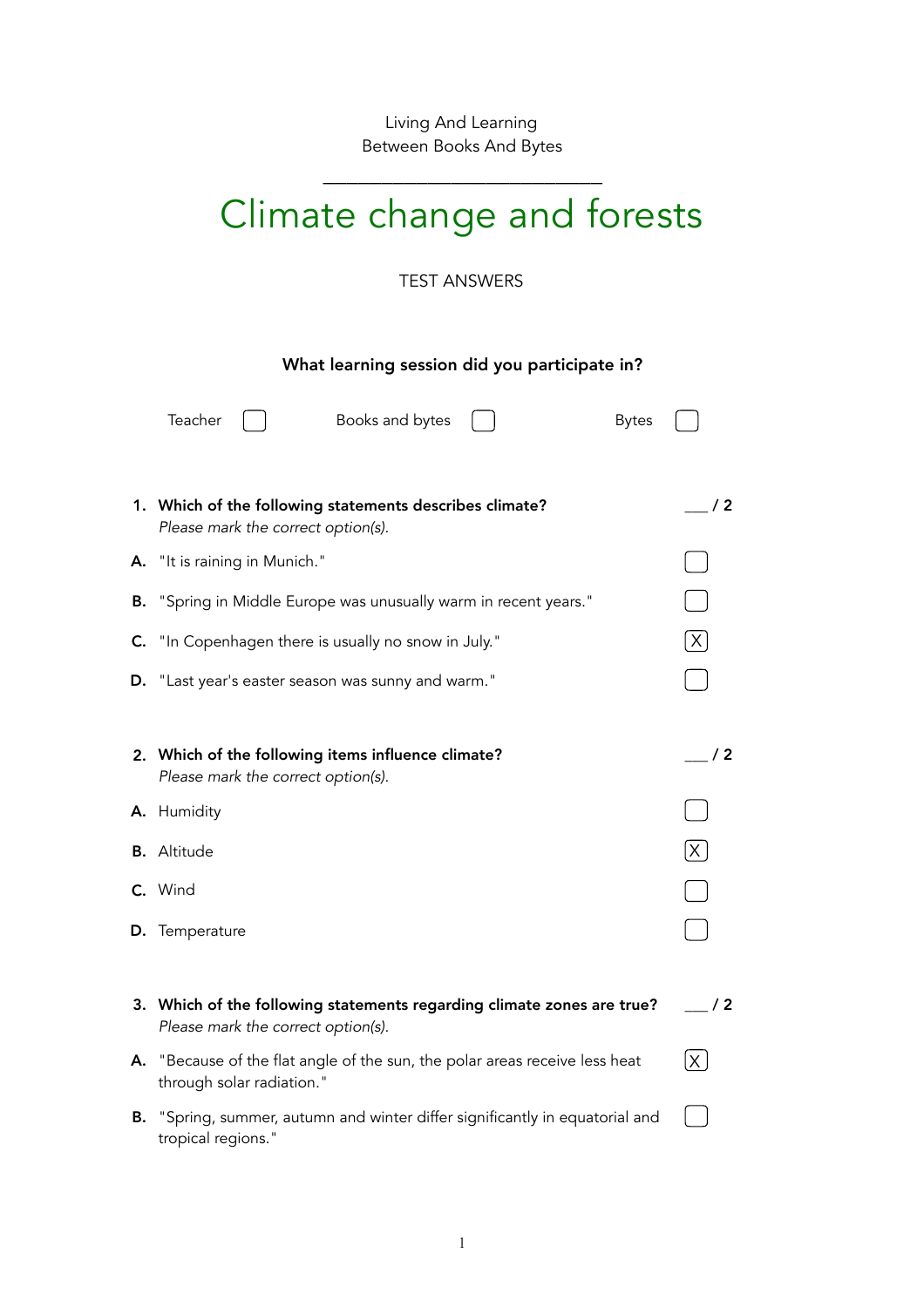Living And Learning
Between Books And Bytes

# Climate change and forests

TEST ANSWERS

**What learning session did you participate in?**

Teacher [ ] Books and bytes [ ] Bytes [ ]

**1. Which of the following statements describes climate?** ___ / 2
*Please mark the correct option(s).*

**A.** "It is raining in Munich." [ ]

**B.** "Spring in Middle Europe was unusually warm in recent years." [ ]

**C.** "In Copenhagen there is usually no snow in July." [X]

**D.** "Last year's easter season was sunny and warm." [ ]

**2. Which of the following items influence climate?** ___ / 2
*Please mark the correct option(s).*

**A.** Humidity [ ]

**B.** Altitude [X]

**C.** Wind [ ]

**D.** Temperature [ ]

**3. Which of the following statements regarding climate zones are true?** ___ / 2
*Please mark the correct option(s).*

**A.** "Because of the flat angle of the sun, the polar areas receive less heat through solar radiation." [X]

**B.** "Spring, summer, autumn and winter differ significantly in equatorial and tropical regions." [ ]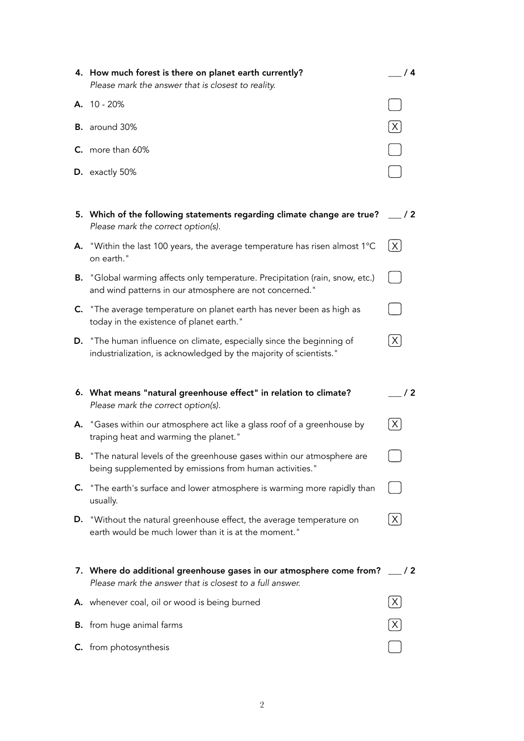**4. How much forest is there on planet earth currently?** ___ / 4

*Please mark the answer that is closest to reality.*

**A.** 10 - 20% [ ]

**B.** around 30% [X]

**C.** more than 60% [ ]

**D.** exactly 50% [ ]

**5. Which of the following statements regarding climate change are true?** ___ / 2

*Please mark the correct option(s).*

**A.** "Within the last 100 years, the average temperature has risen almost 1°C on earth." [X]

**B.** "Global warming affects only temperature. Precipitation (rain, snow, etc.) and wind patterns in our atmosphere are not concerned." [ ]

**C.** "The average temperature on planet earth has never been as high as today in the existence of planet earth." [ ]

**D.** "The human influence on climate, especially since the beginning of industrialization, is acknowledged by the majority of scientists." [X]

**6. What means "natural greenhouse effect" in relation to climate?** ___ / 2

*Please mark the correct option(s).*

**A.** "Gases within our atmosphere act like a glass roof of a greenhouse by traping heat and warming the planet." [X]

**B.** "The natural levels of the greenhouse gases within our atmosphere are being supplemented by emissions from human activities." [ ]

**C.** "The earth's surface and lower atmosphere is warming more rapidly than usually. [ ]

**D.** "Without the natural greenhouse effect, the average temperature on earth would be much lower than it is at the moment." [X]

**7. Where do additional greenhouse gases in our atmosphere come from?** ___ / 2

*Please mark the answer that is closest to a full answer.*

**A.** whenever coal, oil or wood is being burned [X]

**B.** from huge animal farms [X]

**C.** from photosynthesis [ ]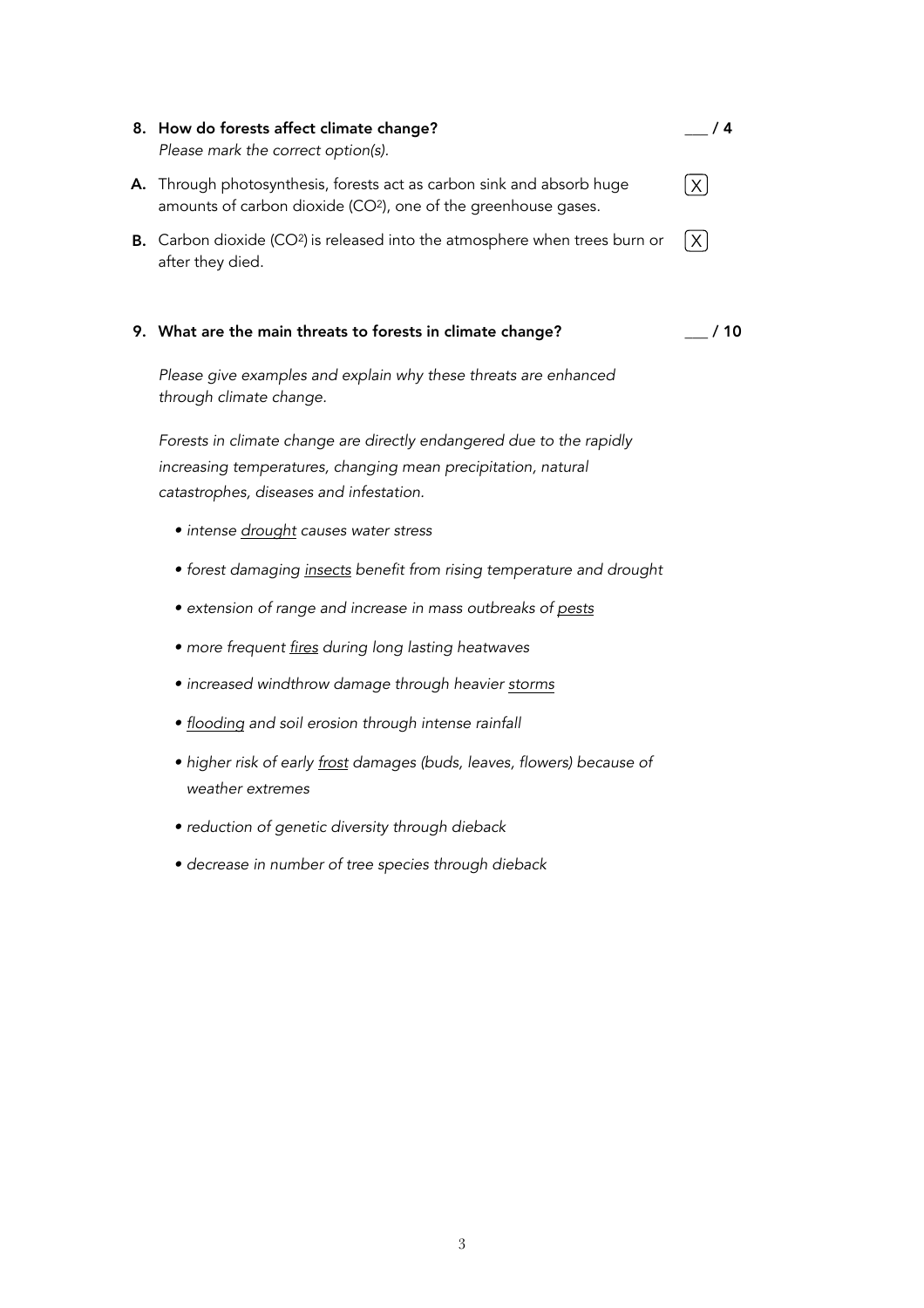**8. How do forests affect climate change?** ___ / 4

*Please mark the correct option(s).*

**A.** Through photosynthesis, forests act as carbon sink and absorb huge amounts of carbon dioxide ($CO^2$), one of the greenhouse gases. [X]

**B.** Carbon dioxide ($CO^2$) is released into the atmosphere when trees burn or after they died. [X]

**9. What are the main threats to forests in climate change?** ___ / 10

*Please give examples and explain why these threats are enhanced through climate change.*

*Forests in climate change are directly endangered due to the rapidly increasing temperatures, changing mean precipitation, natural catastrophes, diseases and infestation.*

- *intense drought causes water stress*
- *forest damaging insects benefit from rising temperature and drought*
- *extension of range and increase in mass outbreaks of pests*
- *more frequent fires during long lasting heatwaves*
- *increased windthrow damage through heavier storms*
- *flooding and soil erosion through intense rainfall*
- *higher risk of early frost damages (buds, leaves, flowers) because of weather extremes*
- *reduction of genetic diversity through dieback*
- *decrease in number of tree species through dieback*